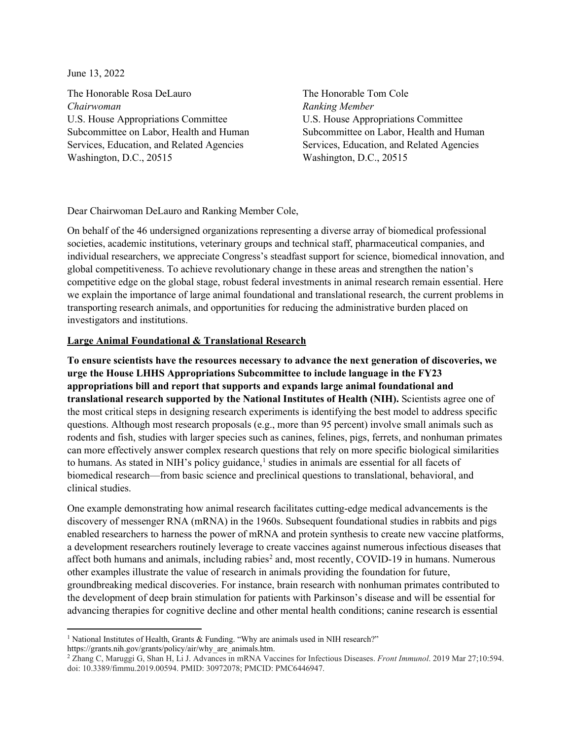June 13, 2022

The Honorable Rosa DeLauro
*Chairwoman*
U.S. House Appropriations Committee
Subcommittee on Labor, Health and Human Services, Education, and Related Agencies
Washington, D.C., 20515

The Honorable Tom Cole
*Ranking Member*
U.S. House Appropriations Committee
Subcommittee on Labor, Health and Human Services, Education, and Related Agencies
Washington, D.C., 20515

Dear Chairwoman DeLauro and Ranking Member Cole,

On behalf of the 46 undersigned organizations representing a diverse array of biomedical professional societies, academic institutions, veterinary groups and technical staff, pharmaceutical companies, and individual researchers, we appreciate Congress's steadfast support for science, biomedical innovation, and global competitiveness. To achieve revolutionary change in these areas and strengthen the nation's competitive edge on the global stage, robust federal investments in animal research remain essential. Here we explain the importance of large animal foundational and translational research, the current problems in transporting research animals, and opportunities for reducing the administrative burden placed on investigators and institutions.

<u>**Large Animal Foundational & Translational Research**</u>

**To ensure scientists have the resources necessary to advance the next generation of discoveries, we urge the House LHHS Appropriations Subcommittee to include language in the FY23 appropriations bill and report that supports and expands large animal foundational and translational research supported by the National Institutes of Health (NIH).** Scientists agree one of the most critical steps in designing research experiments is identifying the best model to address specific questions. Although most research proposals (e.g., more than 95 percent) involve small animals such as rodents and fish, studies with larger species such as canines, felines, pigs, ferrets, and nonhuman primates can more effectively answer complex research questions that rely on more specific biological similarities to humans. As stated in NIH's policy guidance,[1] studies in animals are essential for all facets of biomedical research—from basic science and preclinical questions to translational, behavioral, and clinical studies.

One example demonstrating how animal research facilitates cutting-edge medical advancements is the discovery of messenger RNA (mRNA) in the 1960s. Subsequent foundational studies in rabbits and pigs enabled researchers to harness the power of mRNA and protein synthesis to create new vaccine platforms, a development researchers routinely leverage to create vaccines against numerous infectious diseases that affect both humans and animals, including rabies[2] and, most recently, COVID-19 in humans. Numerous other examples illustrate the value of research in animals providing the foundation for future, groundbreaking medical discoveries. For instance, brain research with nonhuman primates contributed to the development of deep brain stimulation for patients with Parkinson's disease and will be essential for advancing therapies for cognitive decline and other mental health conditions; canine research is essential

---

[1] National Institutes of Health, Grants & Funding. "Why are animals used in NIH research?" https://grants.nih.gov/grants/policy/air/why_are_animals.htm.

[2] Zhang C, Maruggi G, Shan H, Li J. Advances in mRNA Vaccines for Infectious Diseases. *Front Immunol*. 2019 Mar 27;10:594. doi: 10.3389/fimmu.2019.00594. PMID: 30972078; PMCID: PMC6446947.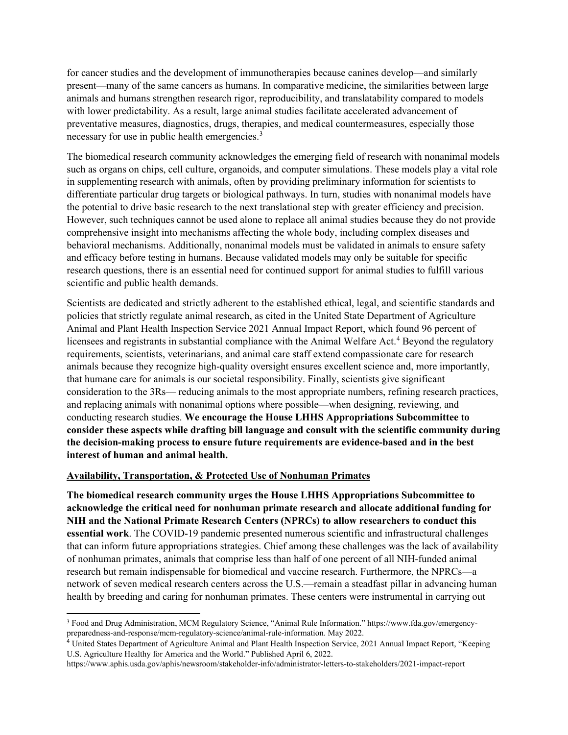for cancer studies and the development of immunotherapies because canines develop—and similarly present—many of the same cancers as humans. In comparative medicine, the similarities between large animals and humans strengthen research rigor, reproducibility, and translatability compared to models with lower predictability. As a result, large animal studies facilitate accelerated advancement of preventative measures, diagnostics, drugs, therapies, and medical countermeasures, especially those necessary for use in public health emergencies.[3]

The biomedical research community acknowledges the emerging field of research with nonanimal models such as organs on chips, cell culture, organoids, and computer simulations. These models play a vital role in supplementing research with animals, often by providing preliminary information for scientists to differentiate particular drug targets or biological pathways. In turn, studies with nonanimal models have the potential to drive basic research to the next translational step with greater efficiency and precision. However, such techniques cannot be used alone to replace all animal studies because they do not provide comprehensive insight into mechanisms affecting the whole body, including complex diseases and behavioral mechanisms. Additionally, nonanimal models must be validated in animals to ensure safety and efficacy before testing in humans. Because validated models may only be suitable for specific research questions, there is an essential need for continued support for animal studies to fulfill various scientific and public health demands.

Scientists are dedicated and strictly adherent to the established ethical, legal, and scientific standards and policies that strictly regulate animal research, as cited in the United State Department of Agriculture Animal and Plant Health Inspection Service 2021 Annual Impact Report, which found 96 percent of licensees and registrants in substantial compliance with the Animal Welfare Act.[4] Beyond the regulatory requirements, scientists, veterinarians, and animal care staff extend compassionate care for research animals because they recognize high-quality oversight ensures excellent science and, more importantly, that humane care for animals is our societal responsibility. Finally, scientists give significant consideration to the 3Rs— reducing animals to the most appropriate numbers, refining research practices, and replacing animals with nonanimal options where possible—when designing, reviewing, and conducting research studies. **We encourage the House LHHS Appropriations Subcommittee to consider these aspects while drafting bill language and consult with the scientific community during the decision-making process to ensure future requirements are evidence-based and in the best interest of human and animal health.**

**<u>Availability, Transportation, & Protected Use of Nonhuman Primates</u>**

**The biomedical research community urges the House LHHS Appropriations Subcommittee to acknowledge the critical need for nonhuman primate research and allocate additional funding for NIH and the National Primate Research Centers (NPRCs) to allow researchers to conduct this essential work**. The COVID-19 pandemic presented numerous scientific and infrastructural challenges that can inform future appropriations strategies. Chief among these challenges was the lack of availability of nonhuman primates, animals that comprise less than half of one percent of all NIH-funded animal research but remain indispensable for biomedical and vaccine research. Furthermore, the NPRCs—a network of seven medical research centers across the U.S.—remain a steadfast pillar in advancing human health by breeding and caring for nonhuman primates. These centers were instrumental in carrying out

---

[3] Food and Drug Administration, MCM Regulatory Science, "Animal Rule Information." https://www.fda.gov/emergency-preparedness-and-response/mcm-regulatory-science/animal-rule-information. May 2022.

[4] United States Department of Agriculture Animal and Plant Health Inspection Service, 2021 Annual Impact Report, "Keeping U.S. Agriculture Healthy for America and the World." Published April 6, 2022. https://www.aphis.usda.gov/aphis/newsroom/stakeholder-info/administrator-letters-to-stakeholders/2021-impact-report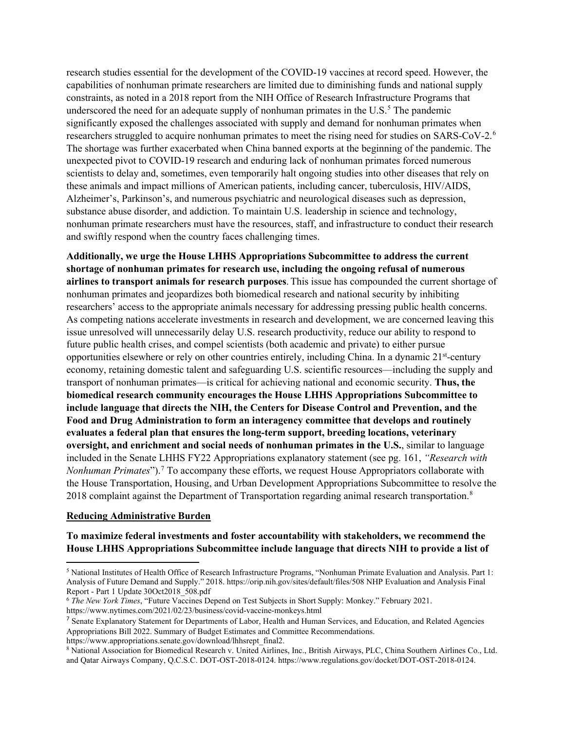research studies essential for the development of the COVID-19 vaccines at record speed. However, the capabilities of nonhuman primate researchers are limited due to diminishing funds and national supply constraints, as noted in a 2018 report from the NIH Office of Research Infrastructure Programs that underscored the need for an adequate supply of nonhuman primates in the U.S.[5] The pandemic significantly exposed the challenges associated with supply and demand for nonhuman primates when researchers struggled to acquire nonhuman primates to meet the rising need for studies on SARS-CoV-2.[6] The shortage was further exacerbated when China banned exports at the beginning of the pandemic. The unexpected pivot to COVID-19 research and enduring lack of nonhuman primates forced numerous scientists to delay and, sometimes, even temporarily halt ongoing studies into other diseases that rely on these animals and impact millions of American patients, including cancer, tuberculosis, HIV/AIDS, Alzheimer's, Parkinson's, and numerous psychiatric and neurological diseases such as depression, substance abuse disorder, and addiction. To maintain U.S. leadership in science and technology, nonhuman primate researchers must have the resources, staff, and infrastructure to conduct their research and swiftly respond when the country faces challenging times.

**Additionally, we urge the House LHHS Appropriations Subcommittee to address the current shortage of nonhuman primates for research use, including the ongoing refusal of numerous airlines to transport animals for research purposes**. This issue has compounded the current shortage of nonhuman primates and jeopardizes both biomedical research and national security by inhibiting researchers' access to the appropriate animals necessary for addressing pressing public health concerns. As competing nations accelerate investments in research and development, we are concerned leaving this issue unresolved will unnecessarily delay U.S. research productivity, reduce our ability to respond to future public health crises, and compel scientists (both academic and private) to either pursue opportunities elsewhere or rely on other countries entirely, including China. In a dynamic 21st-century economy, retaining domestic talent and safeguarding U.S. scientific resources—including the supply and transport of nonhuman primates—is critical for achieving national and economic security. **Thus, the biomedical research community encourages the House LHHS Appropriations Subcommittee to include language that directs the NIH, the Centers for Disease Control and Prevention, and the Food and Drug Administration to form an interagency committee that develops and routinely evaluates a federal plan that ensures the long-term support, breeding locations, veterinary oversight, and enrichment and social needs of nonhuman primates in the U.S.**, similar to language included in the Senate LHHS FY22 Appropriations explanatory statement (see pg. 161, *"Research with Nonhuman Primates*").[7] To accompany these efforts, we request House Appropriators collaborate with the House Transportation, Housing, and Urban Development Appropriations Subcommittee to resolve the 2018 complaint against the Department of Transportation regarding animal research transportation.[8]

**Reducing Administrative Burden**

**To maximize federal investments and foster accountability with stakeholders, we recommend the House LHHS Appropriations Subcommittee include language that directs NIH to provide a list of**

---

[5] National Institutes of Health Office of Research Infrastructure Programs, "Nonhuman Primate Evaluation and Analysis. Part 1: Analysis of Future Demand and Supply." 2018. https://orip.nih.gov/sites/default/files/508 NHP Evaluation and Analysis Final Report - Part 1 Update 30Oct2018_508.pdf

[6] *The New York Times*, "Future Vaccines Depend on Test Subjects in Short Supply: Monkey." February 2021. https://www.nytimes.com/2021/02/23/business/covid-vaccine-monkeys.html

[7] Senate Explanatory Statement for Departments of Labor, Health and Human Services, and Education, and Related Agencies Appropriations Bill 2022. Summary of Budget Estimates and Committee Recommendations. https://www.appropriations.senate.gov/download/lhhsrept_final2.

[8] National Association for Biomedical Research v. United Airlines, Inc., British Airways, PLC, China Southern Airlines Co., Ltd. and Qatar Airways Company, Q.C.S.C. DOT-OST-2018-0124. https://www.regulations.gov/docket/DOT-OST-2018-0124.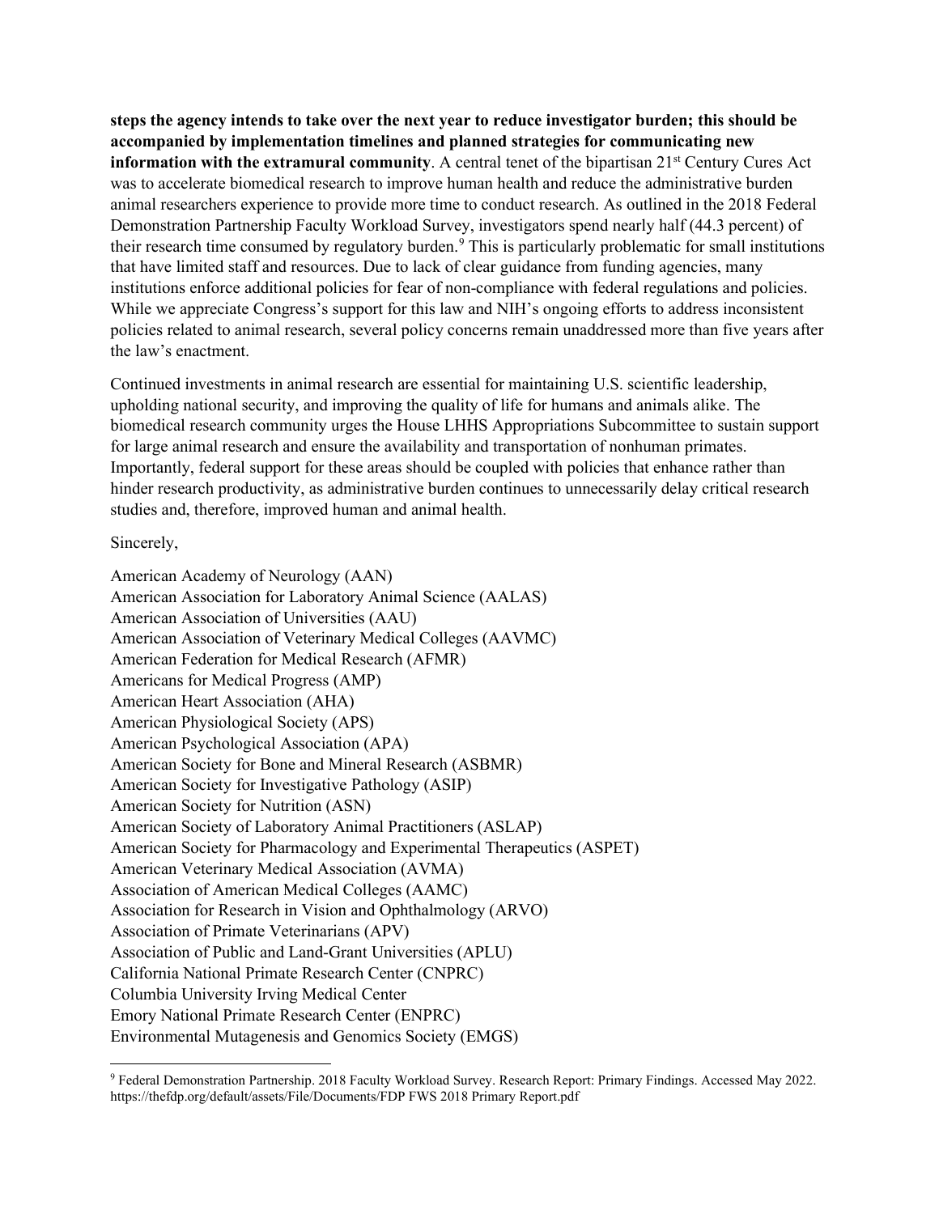**steps the agency intends to take over the next year to reduce investigator burden; this should be accompanied by implementation timelines and planned strategies for communicating new information with the extramural community**. A central tenet of the bipartisan 21st Century Cures Act was to accelerate biomedical research to improve human health and reduce the administrative burden animal researchers experience to provide more time to conduct research. As outlined in the 2018 Federal Demonstration Partnership Faculty Workload Survey, investigators spend nearly half (44.3 percent) of their research time consumed by regulatory burden.[9] This is particularly problematic for small institutions that have limited staff and resources. Due to lack of clear guidance from funding agencies, many institutions enforce additional policies for fear of non-compliance with federal regulations and policies. While we appreciate Congress's support for this law and NIH's ongoing efforts to address inconsistent policies related to animal research, several policy concerns remain unaddressed more than five years after the law's enactment.

Continued investments in animal research are essential for maintaining U.S. scientific leadership, upholding national security, and improving the quality of life for humans and animals alike. The biomedical research community urges the House LHHS Appropriations Subcommittee to sustain support for large animal research and ensure the availability and transportation of nonhuman primates. Importantly, federal support for these areas should be coupled with policies that enhance rather than hinder research productivity, as administrative burden continues to unnecessarily delay critical research studies and, therefore, improved human and animal health.

Sincerely,

American Academy of Neurology (AAN)
American Association for Laboratory Animal Science (AALAS)
American Association of Universities (AAU)
American Association of Veterinary Medical Colleges (AAVMC)
American Federation for Medical Research (AFMR)
Americans for Medical Progress (AMP)
American Heart Association (AHA)
American Physiological Society (APS)
American Psychological Association (APA)
American Society for Bone and Mineral Research (ASBMR)
American Society for Investigative Pathology (ASIP)
American Society for Nutrition (ASN)
American Society of Laboratory Animal Practitioners (ASLAP)
American Society for Pharmacology and Experimental Therapeutics (ASPET)
American Veterinary Medical Association (AVMA)
Association of American Medical Colleges (AAMC)
Association for Research in Vision and Ophthalmology (ARVO)
Association of Primate Veterinarians (APV)
Association of Public and Land-Grant Universities (APLU)
California National Primate Research Center (CNPRC)
Columbia University Irving Medical Center
Emory National Primate Research Center (ENPRC)
Environmental Mutagenesis and Genomics Society (EMGS)

---

[9] Federal Demonstration Partnership. 2018 Faculty Workload Survey. Research Report: Primary Findings. Accessed May 2022. https://thefdp.org/default/assets/File/Documents/FDP FWS 2018 Primary Report.pdf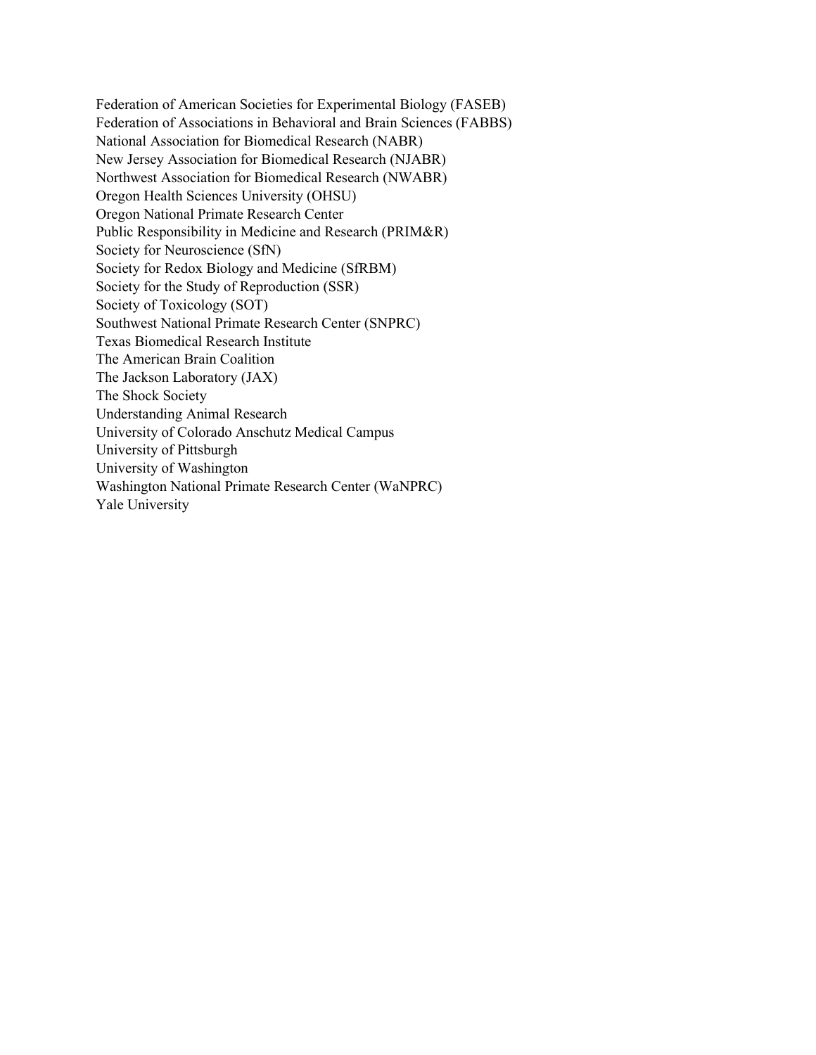Federation of American Societies for Experimental Biology (FASEB)
Federation of Associations in Behavioral and Brain Sciences (FABBS)
National Association for Biomedical Research (NABR)
New Jersey Association for Biomedical Research (NJABR)
Northwest Association for Biomedical Research (NWABR)
Oregon Health Sciences University (OHSU)
Oregon National Primate Research Center
Public Responsibility in Medicine and Research (PRIM&R)
Society for Neuroscience (SfN)
Society for Redox Biology and Medicine (SfRBM)
Society for the Study of Reproduction (SSR)
Society of Toxicology (SOT)
Southwest National Primate Research Center (SNPRC)
Texas Biomedical Research Institute
The American Brain Coalition
The Jackson Laboratory (JAX)
The Shock Society
Understanding Animal Research
University of Colorado Anschutz Medical Campus
University of Pittsburgh
University of Washington
Washington National Primate Research Center (WaNPRC)
Yale University